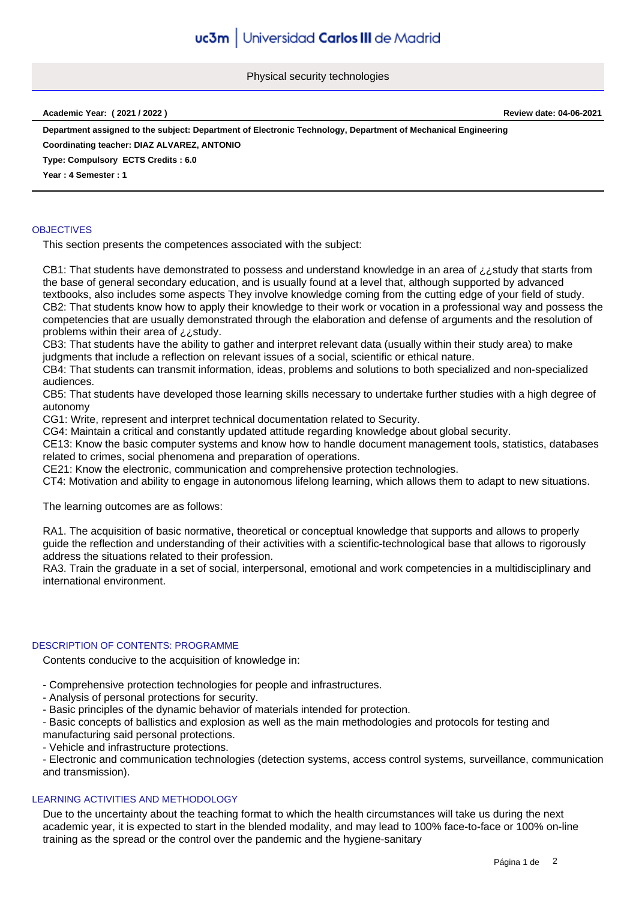# Physical security technologies

**Academic Year: ( 2021 / 2022 )** **Review date: 04-06-2021**

**Department assigned to the subject: Department of Electronic Technology, Department of Mechanical Engineering**

**Coordinating teacher: DIAZ ALVAREZ, ANTONIO**

**Type: Compulsory ECTS Credits : 6.0**

**Year : 4 Semester : 1**

## OBJECTIVES

This section presents the competences associated with the subject:

CB1: That students have demonstrated to possess and understand knowledge in an area of ¿¿study that starts from the base of general secondary education, and is usually found at a level that, although supported by advanced textbooks, also includes some aspects They involve knowledge coming from the cutting edge of your field of study.
CB2: That students know how to apply their knowledge to their work or vocation in a professional way and possess the competencies that are usually demonstrated through the elaboration and defense of arguments and the resolution of problems within their area of ¿¿study.
CB3: That students have the ability to gather and interpret relevant data (usually within their study area) to make judgments that include a reflection on relevant issues of a social, scientific or ethical nature.
CB4: That students can transmit information, ideas, problems and solutions to both specialized and non-specialized audiences.
CB5: That students have developed those learning skills necessary to undertake further studies with a high degree of autonomy
CG1: Write, represent and interpret technical documentation related to Security.
CG4: Maintain a critical and constantly updated attitude regarding knowledge about global security.
CE13: Know the basic computer systems and know how to handle document management tools, statistics, databases related to crimes, social phenomena and preparation of operations.
CE21: Know the electronic, communication and comprehensive protection technologies.
CT4: Motivation and ability to engage in autonomous lifelong learning, which allows them to adapt to new situations.

The learning outcomes are as follows:

RA1. The acquisition of basic normative, theoretical or conceptual knowledge that supports and allows to properly guide the reflection and understanding of their activities with a scientific-technological base that allows to rigorously address the situations related to their profession.
RA3. Train the graduate in a set of social, interpersonal, emotional and work competencies in a multidisciplinary and international environment.

## DESCRIPTION OF CONTENTS: PROGRAMME

Contents conducive to the acquisition of knowledge in:

- Comprehensive protection technologies for people and infrastructures.
- Analysis of personal protections for security.
- Basic principles of the dynamic behavior of materials intended for protection.
- Basic concepts of ballistics and explosion as well as the main methodologies and protocols for testing and manufacturing said personal protections.
- Vehicle and infrastructure protections.
- Electronic and communication technologies (detection systems, access control systems, surveillance, communication and transmission).

## LEARNING ACTIVITIES AND METHODOLOGY

Due to the uncertainty about the teaching format to which the health circumstances will take us during the next academic year, it is expected to start in the blended modality, and may lead to 100% face-to-face or 100% on-line training as the spread or the control over the pandemic and the hygiene-sanitary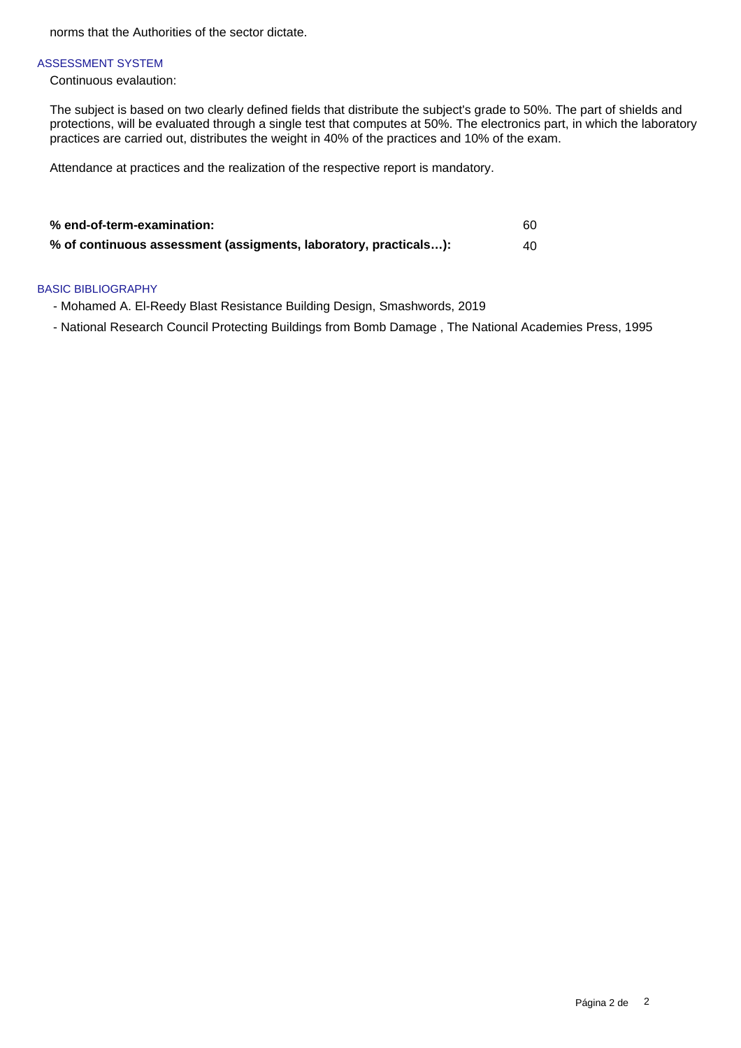norms that the Authorities of the sector dictate.

## ASSESSMENT SYSTEM

Continuous evalaution:

The subject is based on two clearly defined fields that distribute the subject's grade to 50%. The part of shields and protections, will be evaluated through a single test that computes at 50%. The electronics part, in which the laboratory practices are carried out, distributes the weight in 40% of the practices and 10% of the exam.

Attendance at practices and the realization of the respective report is mandatory.

| | |
|---|---|
| **% end-of-term-examination:** | 60 |
| **% of continuous assessment (assigments, laboratory, practicals…):** | 40 |

## BASIC BIBLIOGRAPHY

- Mohamed A. El-Reedy Blast Resistance Building Design, Smashwords, 2019
- National Research Council Protecting Buildings from Bomb Damage , The National Academies Press, 1995